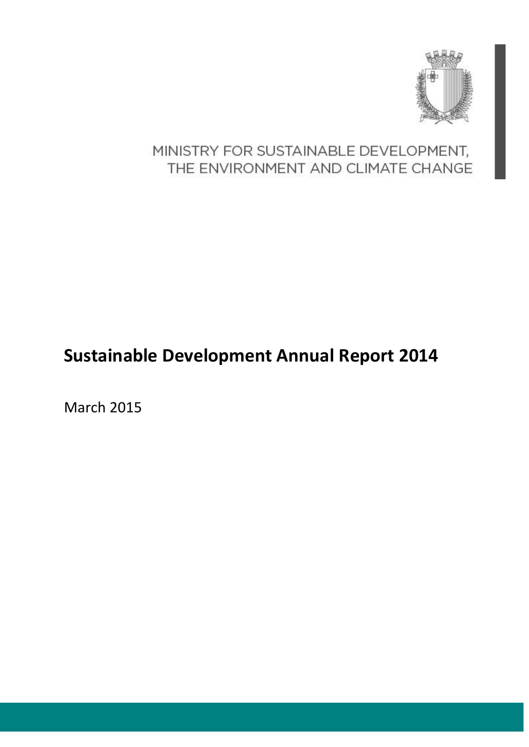MINISTRY FOR SUSTAINABLE DEVELOPMENT, THE ENVIRONMENT AND CLIMATE CHANGE

# Sustainable Development Annual Report 2014

March 2015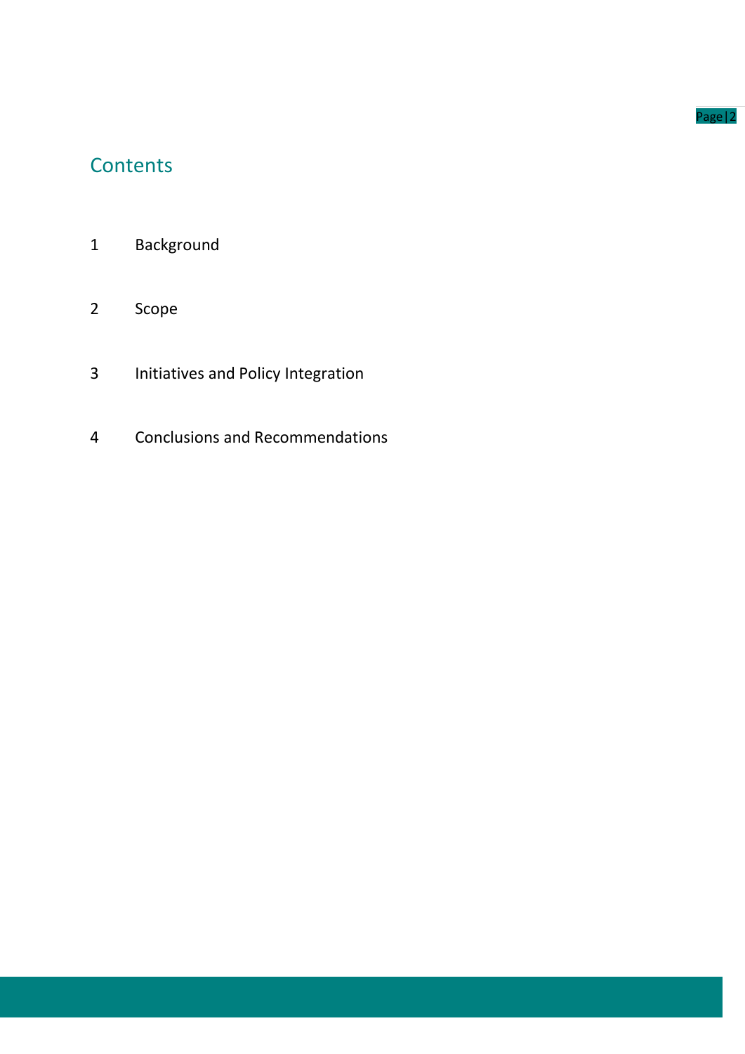# Contents

1 Background

2 Scope

3 Initiatives and Policy Integration

4 Conclusions and Recommendations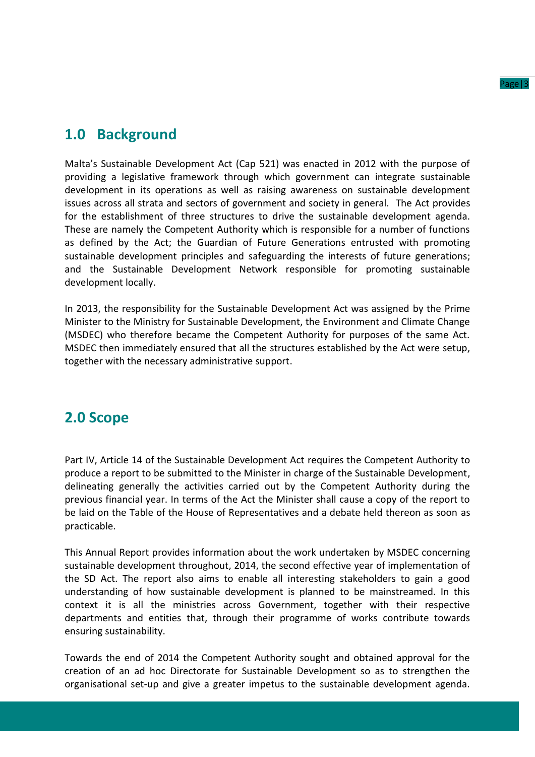## 1.0 Background

Malta's Sustainable Development Act (Cap 521) was enacted in 2012 with the purpose of providing a legislative framework through which government can integrate sustainable development in its operations as well as raising awareness on sustainable development issues across all strata and sectors of government and society in general. The Act provides for the establishment of three structures to drive the sustainable development agenda. These are namely the Competent Authority which is responsible for a number of functions as defined by the Act; the Guardian of Future Generations entrusted with promoting sustainable development principles and safeguarding the interests of future generations; and the Sustainable Development Network responsible for promoting sustainable development locally.

In 2013, the responsibility for the Sustainable Development Act was assigned by the Prime Minister to the Ministry for Sustainable Development, the Environment and Climate Change (MSDEC) who therefore became the Competent Authority for purposes of the same Act. MSDEC then immediately ensured that all the structures established by the Act were setup, together with the necessary administrative support.

## 2.0 Scope

Part IV, Article 14 of the Sustainable Development Act requires the Competent Authority to produce a report to be submitted to the Minister in charge of the Sustainable Development, delineating generally the activities carried out by the Competent Authority during the previous financial year. In terms of the Act the Minister shall cause a copy of the report to be laid on the Table of the House of Representatives and a debate held thereon as soon as practicable.

This Annual Report provides information about the work undertaken by MSDEC concerning sustainable development throughout, 2014, the second effective year of implementation of the SD Act. The report also aims to enable all interesting stakeholders to gain a good understanding of how sustainable development is planned to be mainstreamed. In this context it is all the ministries across Government, together with their respective departments and entities that, through their programme of works contribute towards ensuring sustainability.

Towards the end of 2014 the Competent Authority sought and obtained approval for the creation of an ad hoc Directorate for Sustainable Development so as to strengthen the organisational set-up and give a greater impetus to the sustainable development agenda.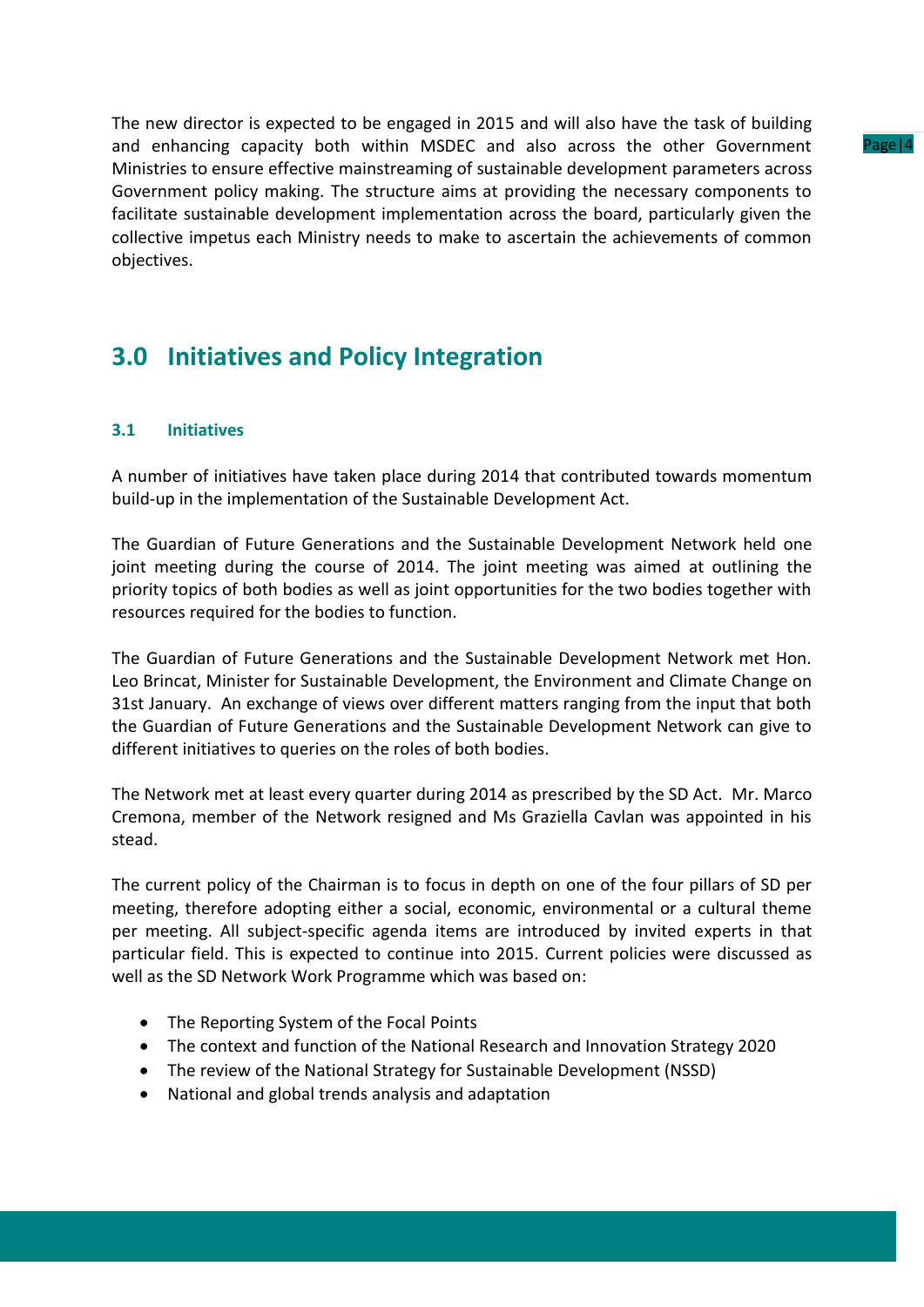The new director is expected to be engaged in 2015 and will also have the task of building and enhancing capacity both within MSDEC and also across the other Government Ministries to ensure effective mainstreaming of sustainable development parameters across Government policy making. The structure aims at providing the necessary components to facilitate sustainable development implementation across the board, particularly given the collective impetus each Ministry needs to make to ascertain the achievements of common objectives.

## 3.0 Initiatives and Policy Integration

### 3.1 Initiatives

A number of initiatives have taken place during 2014 that contributed towards momentum build-up in the implementation of the Sustainable Development Act.

The Guardian of Future Generations and the Sustainable Development Network held one joint meeting during the course of 2014. The joint meeting was aimed at outlining the priority topics of both bodies as well as joint opportunities for the two bodies together with resources required for the bodies to function.

The Guardian of Future Generations and the Sustainable Development Network met Hon. Leo Brincat, Minister for Sustainable Development, the Environment and Climate Change on 31st January. An exchange of views over different matters ranging from the input that both the Guardian of Future Generations and the Sustainable Development Network can give to different initiatives to queries on the roles of both bodies.

The Network met at least every quarter during 2014 as prescribed by the SD Act. Mr. Marco Cremona, member of the Network resigned and Ms Graziella Cavlan was appointed in his stead.

The current policy of the Chairman is to focus in depth on one of the four pillars of SD per meeting, therefore adopting either a social, economic, environmental or a cultural theme per meeting. All subject-specific agenda items are introduced by invited experts in that particular field. This is expected to continue into 2015. Current policies were discussed as well as the SD Network Work Programme which was based on:

- The Reporting System of the Focal Points
- The context and function of the National Research and Innovation Strategy 2020
- The review of the National Strategy for Sustainable Development (NSSD)
- National and global trends analysis and adaptation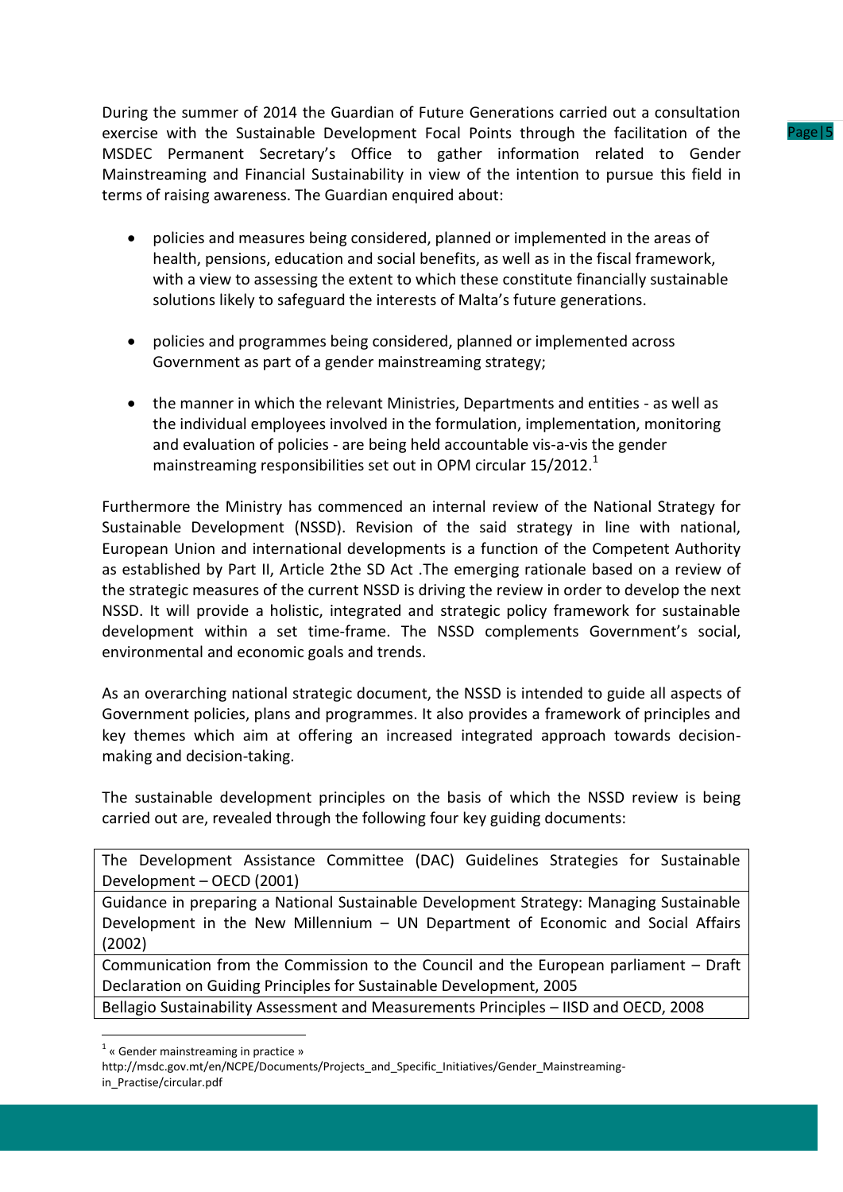During the summer of 2014 the Guardian of Future Generations carried out a consultation exercise with the Sustainable Development Focal Points through the facilitation of the MSDEC Permanent Secretary's Office to gather information related to Gender Mainstreaming and Financial Sustainability in view of the intention to pursue this field in terms of raising awareness. The Guardian enquired about:

- policies and measures being considered, planned or implemented in the areas of health, pensions, education and social benefits, as well as in the fiscal framework, with a view to assessing the extent to which these constitute financially sustainable solutions likely to safeguard the interests of Malta's future generations.

- policies and programmes being considered, planned or implemented across Government as part of a gender mainstreaming strategy;

- the manner in which the relevant Ministries, Departments and entities - as well as the individual employees involved in the formulation, implementation, monitoring and evaluation of policies - are being held accountable vis-a-vis the gender mainstreaming responsibilities set out in OPM circular 15/2012.[1]

Furthermore the Ministry has commenced an internal review of the National Strategy for Sustainable Development (NSSD). Revision of the said strategy in line with national, European Union and international developments is a function of the Competent Authority as established by Part II, Article 2the SD Act .The emerging rationale based on a review of the strategic measures of the current NSSD is driving the review in order to develop the next NSSD. It will provide a holistic, integrated and strategic policy framework for sustainable development within a set time-frame. The NSSD complements Government's social, environmental and economic goals and trends.

As an overarching national strategic document, the NSSD is intended to guide all aspects of Government policies, plans and programmes. It also provides a framework of principles and key themes which aim at offering an increased integrated approach towards decision-making and decision-taking.

The sustainable development principles on the basis of which the NSSD review is being carried out are, revealed through the following four key guiding documents:

| The Development Assistance Committee (DAC) Guidelines Strategies for Sustainable Development – OECD (2001) |
|---|
| Guidance in preparing a National Sustainable Development Strategy: Managing Sustainable Development in the New Millennium – UN Department of Economic and Social Affairs (2002) |
| Communication from the Commission to the Council and the European parliament – Draft Declaration on Guiding Principles for Sustainable Development, 2005 |
| Bellagio Sustainability Assessment and Measurements Principles – IISD and OECD, 2008 |

[1] « Gender mainstreaming in practice »
http://msdc.gov.mt/en/NCPE/Documents/Projects_and_Specific_Initiatives/Gender_Mainstreaming-in_Practise/circular.pdf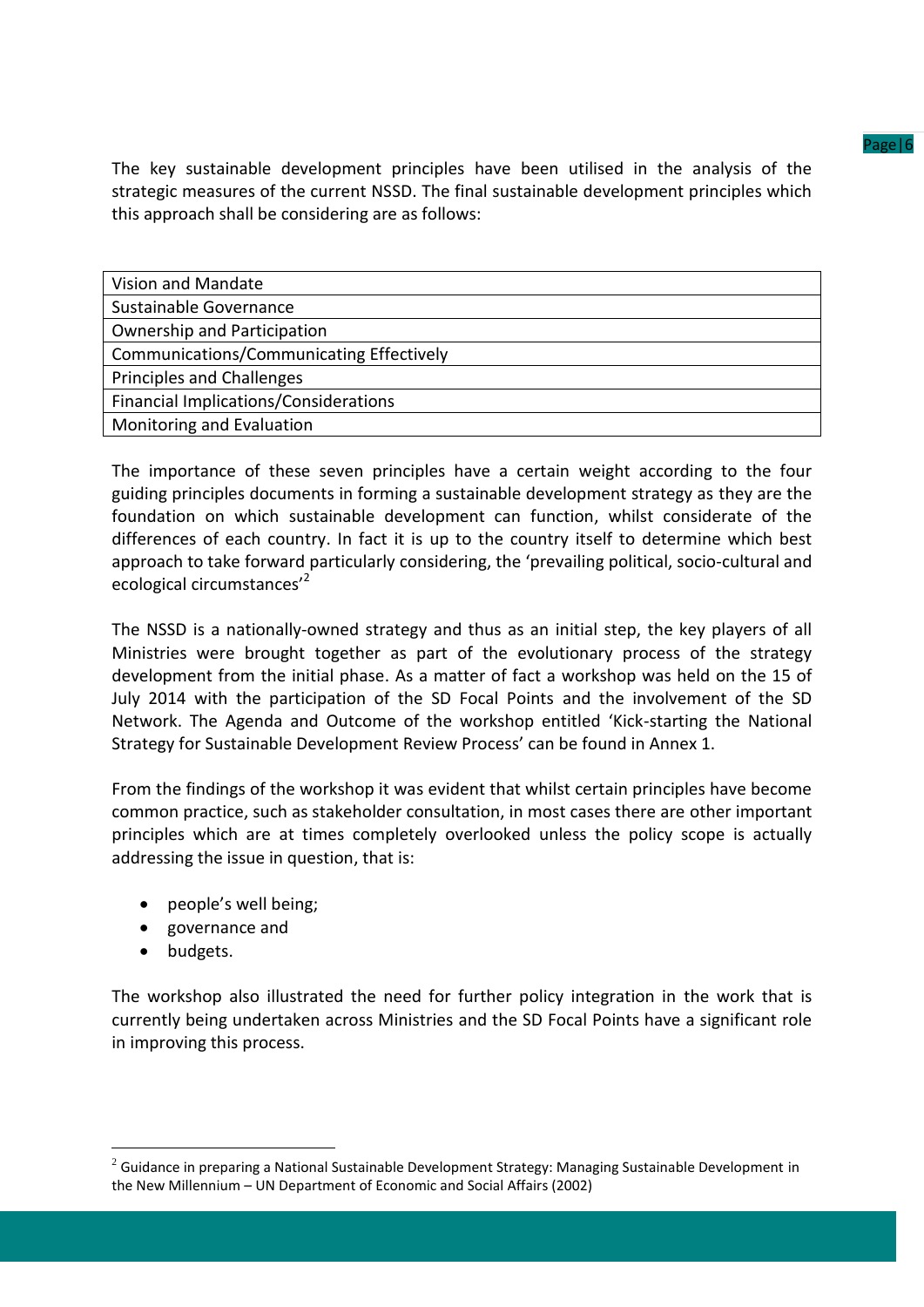The key sustainable development principles have been utilised in the analysis of the strategic measures of the current NSSD. The final sustainable development principles which this approach shall be considering are as follows:

| Vision and Mandate |
|---|
| Sustainable Governance |
| Ownership and Participation |
| Communications/Communicating Effectively |
| Principles and Challenges |
| Financial Implications/Considerations |
| Monitoring and Evaluation |

The importance of these seven principles have a certain weight according to the four guiding principles documents in forming a sustainable development strategy as they are the foundation on which sustainable development can function, whilst considerate of the differences of each country. In fact it is up to the country itself to determine which best approach to take forward particularly considering, the 'prevailing political, socio-cultural and ecological circumstances'[2]

The NSSD is a nationally-owned strategy and thus as an initial step, the key players of all Ministries were brought together as part of the evolutionary process of the strategy development from the initial phase. As a matter of fact a workshop was held on the 15 of July 2014 with the participation of the SD Focal Points and the involvement of the SD Network. The Agenda and Outcome of the workshop entitled 'Kick-starting the National Strategy for Sustainable Development Review Process' can be found in Annex 1.

From the findings of the workshop it was evident that whilst certain principles have become common practice, such as stakeholder consultation, in most cases there are other important principles which are at times completely overlooked unless the policy scope is actually addressing the issue in question, that is:

- people's well being;
- governance and
- budgets.

The workshop also illustrated the need for further policy integration in the work that is currently being undertaken across Ministries and the SD Focal Points have a significant role in improving this process.

[2] Guidance in preparing a National Sustainable Development Strategy: Managing Sustainable Development in the New Millennium – UN Department of Economic and Social Affairs (2002)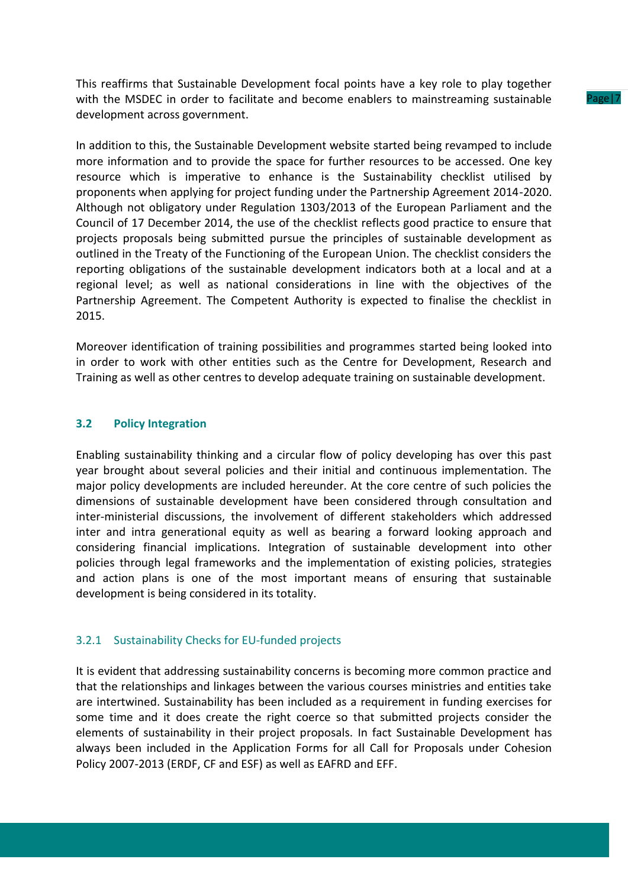This reaffirms that Sustainable Development focal points have a key role to play together with the MSDEC in order to facilitate and become enablers to mainstreaming sustainable development across government.

In addition to this, the Sustainable Development website started being revamped to include more information and to provide the space for further resources to be accessed. One key resource which is imperative to enhance is the Sustainability checklist utilised by proponents when applying for project funding under the Partnership Agreement 2014-2020. Although not obligatory under Regulation 1303/2013 of the European Parliament and the Council of 17 December 2014, the use of the checklist reflects good practice to ensure that projects proposals being submitted pursue the principles of sustainable development as outlined in the Treaty of the Functioning of the European Union. The checklist considers the reporting obligations of the sustainable development indicators both at a local and at a regional level; as well as national considerations in line with the objectives of the Partnership Agreement. The Competent Authority is expected to finalise the checklist in 2015.

Moreover identification of training possibilities and programmes started being looked into in order to work with other entities such as the Centre for Development, Research and Training as well as other centres to develop adequate training on sustainable development.

### 3.2 Policy Integration

Enabling sustainability thinking and a circular flow of policy developing has over this past year brought about several policies and their initial and continuous implementation. The major policy developments are included hereunder. At the core centre of such policies the dimensions of sustainable development have been considered through consultation and inter-ministerial discussions, the involvement of different stakeholders which addressed inter and intra generational equity as well as bearing a forward looking approach and considering financial implications. Integration of sustainable development into other policies through legal frameworks and the implementation of existing policies, strategies and action plans is one of the most important means of ensuring that sustainable development is being considered in its totality.

#### 3.2.1 Sustainability Checks for EU-funded projects

It is evident that addressing sustainability concerns is becoming more common practice and that the relationships and linkages between the various courses ministries and entities take are intertwined. Sustainability has been included as a requirement in funding exercises for some time and it does create the right coerce so that submitted projects consider the elements of sustainability in their project proposals. In fact Sustainable Development has always been included in the Application Forms for all Call for Proposals under Cohesion Policy 2007-2013 (ERDF, CF and ESF) as well as EAFRD and EFF.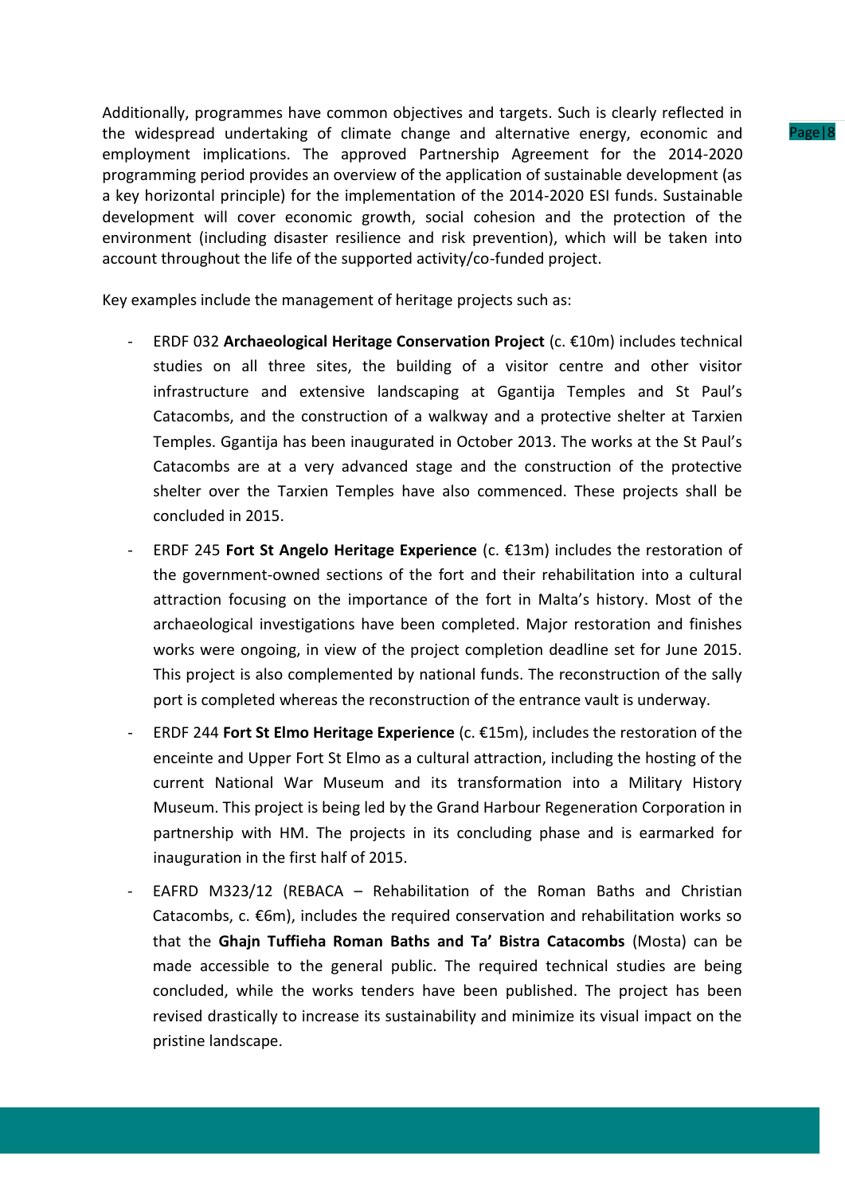Additionally, programmes have common objectives and targets. Such is clearly reflected in the widespread undertaking of climate change and alternative energy, economic and employment implications. The approved Partnership Agreement for the 2014-2020 programming period provides an overview of the application of sustainable development (as a key horizontal principle) for the implementation of the 2014-2020 ESI funds. Sustainable development will cover economic growth, social cohesion and the protection of the environment (including disaster resilience and risk prevention), which will be taken into account throughout the life of the supported activity/co-funded project.

Key examples include the management of heritage projects such as:

- ERDF 032 **Archaeological Heritage Conservation Project** (c. €10m) includes technical studies on all three sites, the building of a visitor centre and other visitor infrastructure and extensive landscaping at Ggantija Temples and St Paul's Catacombs, and the construction of a walkway and a protective shelter at Tarxien Temples. Ggantija has been inaugurated in October 2013. The works at the St Paul's Catacombs are at a very advanced stage and the construction of the protective shelter over the Tarxien Temples have also commenced. These projects shall be concluded in 2015.
- ERDF 245 **Fort St Angelo Heritage Experience** (c. €13m) includes the restoration of the government-owned sections of the fort and their rehabilitation into a cultural attraction focusing on the importance of the fort in Malta's history. Most of the archaeological investigations have been completed. Major restoration and finishes works were ongoing, in view of the project completion deadline set for June 2015. This project is also complemented by national funds. The reconstruction of the sally port is completed whereas the reconstruction of the entrance vault is underway.
- ERDF 244 **Fort St Elmo Heritage Experience** (c. €15m), includes the restoration of the enceinte and Upper Fort St Elmo as a cultural attraction, including the hosting of the current National War Museum and its transformation into a Military History Museum. This project is being led by the Grand Harbour Regeneration Corporation in partnership with HM. The projects in its concluding phase and is earmarked for inauguration in the first half of 2015.
- EAFRD M323/12 (REBACA – Rehabilitation of the Roman Baths and Christian Catacombs, c. €6m), includes the required conservation and rehabilitation works so that the **Ghajn Tuffieha Roman Baths and Ta' Bistra Catacombs** (Mosta) can be made accessible to the general public. The required technical studies are being concluded, while the works tenders have been published. The project has been revised drastically to increase its sustainability and minimize its visual impact on the pristine landscape.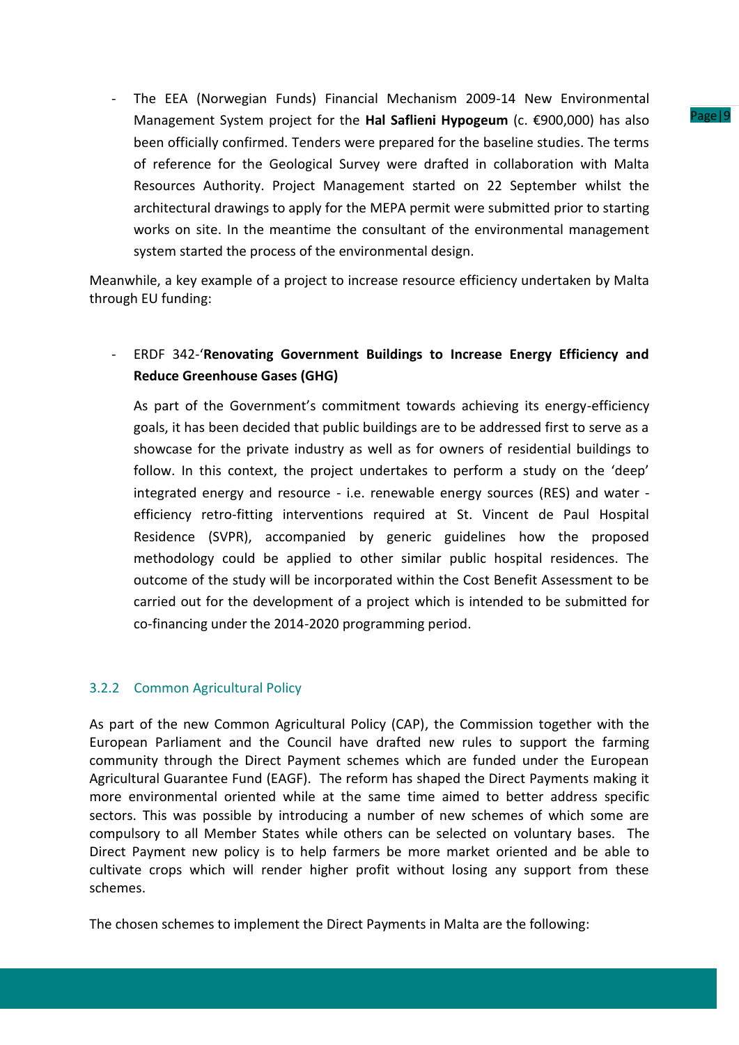- The EEA (Norwegian Funds) Financial Mechanism 2009-14 New Environmental Management System project for the **Hal Saflieni Hypogeum** (c. €900,000) has also been officially confirmed. Tenders were prepared for the baseline studies. The terms of reference for the Geological Survey were drafted in collaboration with Malta Resources Authority. Project Management started on 22 September whilst the architectural drawings to apply for the MEPA permit were submitted prior to starting works on site. In the meantime the consultant of the environmental management system started the process of the environmental design.

Meanwhile, a key example of a project to increase resource efficiency undertaken by Malta through EU funding:

- ERDF 342-'**Renovating Government Buildings to Increase Energy Efficiency and Reduce Greenhouse Gases (GHG)**

  As part of the Government's commitment towards achieving its energy-efficiency goals, it has been decided that public buildings are to be addressed first to serve as a showcase for the private industry as well as for owners of residential buildings to follow. In this context, the project undertakes to perform a study on the 'deep' integrated energy and resource - i.e. renewable energy sources (RES) and water - efficiency retro-fitting interventions required at St. Vincent de Paul Hospital Residence (SVPR), accompanied by generic guidelines how the proposed methodology could be applied to other similar public hospital residences. The outcome of the study will be incorporated within the Cost Benefit Assessment to be carried out for the development of a project which is intended to be submitted for co-financing under the 2014-2020 programming period.

### 3.2.2 Common Agricultural Policy

As part of the new Common Agricultural Policy (CAP), the Commission together with the European Parliament and the Council have drafted new rules to support the farming community through the Direct Payment schemes which are funded under the European Agricultural Guarantee Fund (EAGF). The reform has shaped the Direct Payments making it more environmental oriented while at the same time aimed to better address specific sectors. This was possible by introducing a number of new schemes of which some are compulsory to all Member States while others can be selected on voluntary bases. The Direct Payment new policy is to help farmers be more market oriented and be able to cultivate crops which will render higher profit without losing any support from these schemes.

The chosen schemes to implement the Direct Payments in Malta are the following: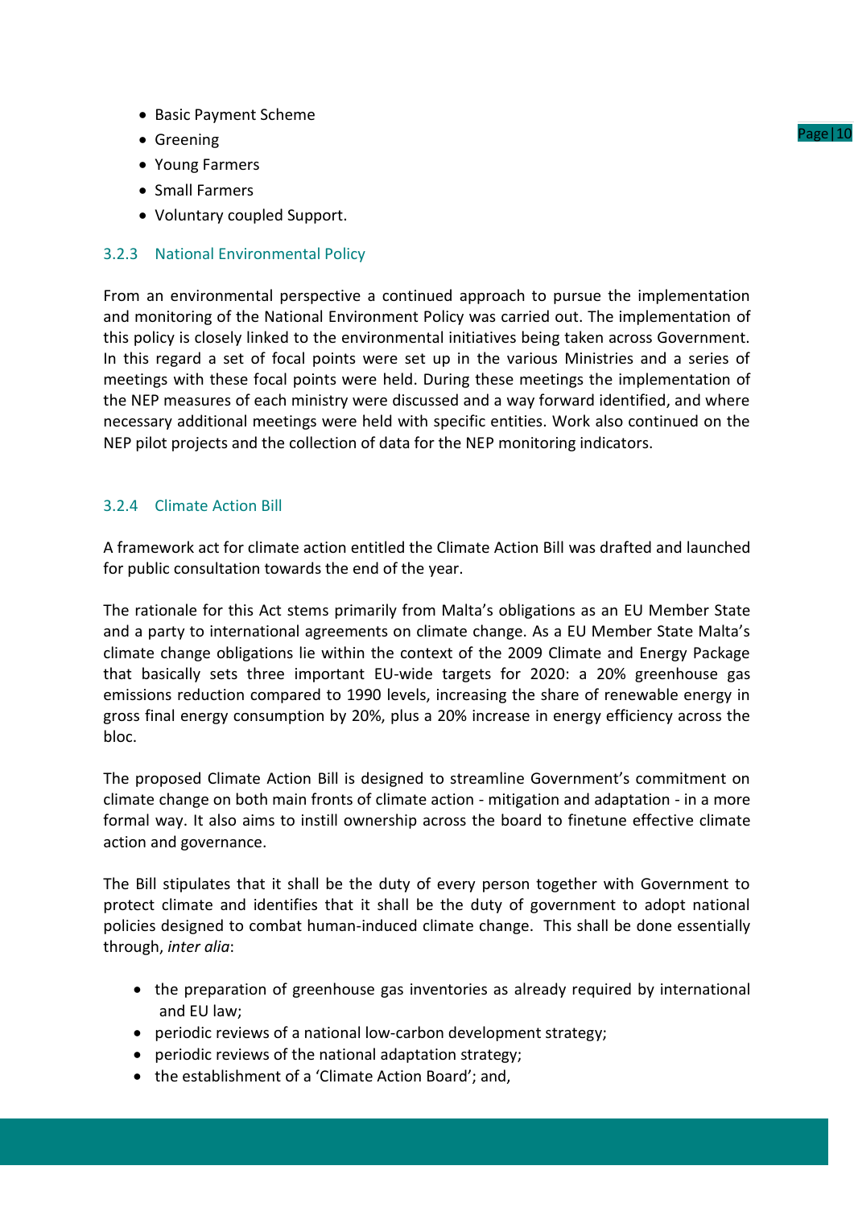- Basic Payment Scheme
- Greening
- Young Farmers
- Small Farmers
- Voluntary coupled Support.

### 3.2.3 National Environmental Policy

From an environmental perspective a continued approach to pursue the implementation and monitoring of the National Environment Policy was carried out. The implementation of this policy is closely linked to the environmental initiatives being taken across Government. In this regard a set of focal points were set up in the various Ministries and a series of meetings with these focal points were held. During these meetings the implementation of the NEP measures of each ministry were discussed and a way forward identified, and where necessary additional meetings were held with specific entities. Work also continued on the NEP pilot projects and the collection of data for the NEP monitoring indicators.

### 3.2.4 Climate Action Bill

A framework act for climate action entitled the Climate Action Bill was drafted and launched for public consultation towards the end of the year.

The rationale for this Act stems primarily from Malta's obligations as an EU Member State and a party to international agreements on climate change. As a EU Member State Malta's climate change obligations lie within the context of the 2009 Climate and Energy Package that basically sets three important EU-wide targets for 2020: a 20% greenhouse gas emissions reduction compared to 1990 levels, increasing the share of renewable energy in gross final energy consumption by 20%, plus a 20% increase in energy efficiency across the bloc.

The proposed Climate Action Bill is designed to streamline Government's commitment on climate change on both main fronts of climate action - mitigation and adaptation - in a more formal way. It also aims to instill ownership across the board to finetune effective climate action and governance.

The Bill stipulates that it shall be the duty of every person together with Government to protect climate and identifies that it shall be the duty of government to adopt national policies designed to combat human-induced climate change. This shall be done essentially through, *inter alia*:

- the preparation of greenhouse gas inventories as already required by international and EU law;
- periodic reviews of a national low-carbon development strategy;
- periodic reviews of the national adaptation strategy;
- the establishment of a 'Climate Action Board'; and,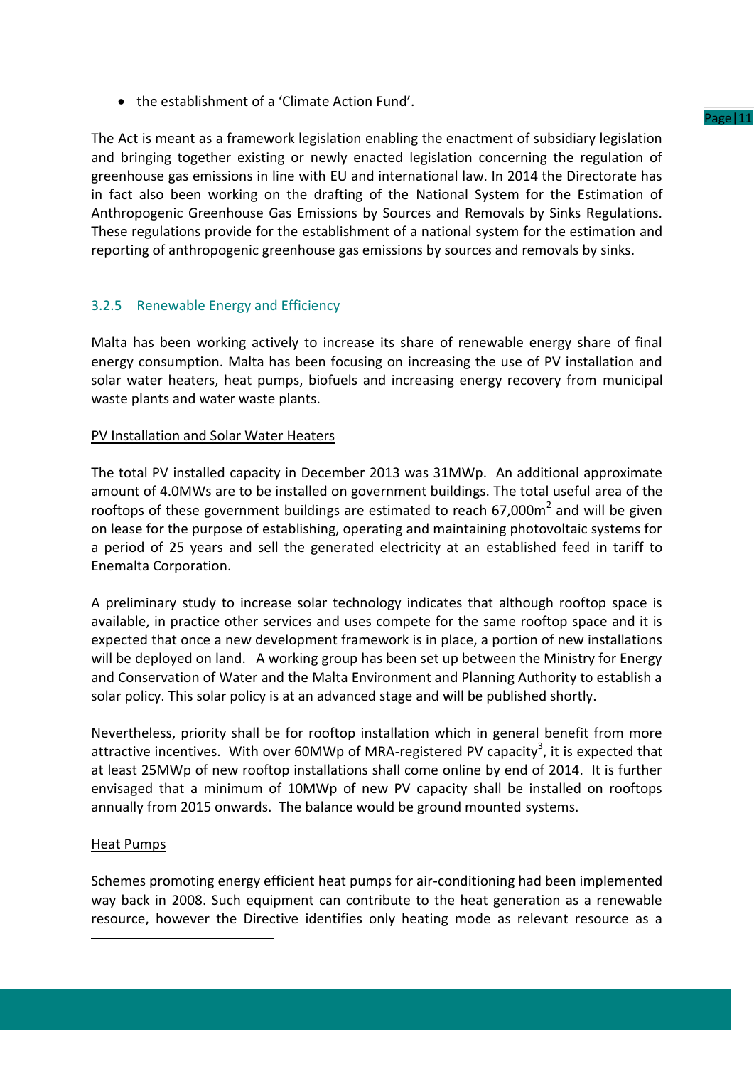- the establishment of a 'Climate Action Fund'.

The Act is meant as a framework legislation enabling the enactment of subsidiary legislation and bringing together existing or newly enacted legislation concerning the regulation of greenhouse gas emissions in line with EU and international law. In 2014 the Directorate has in fact also been working on the drafting of the National System for the Estimation of Anthropogenic Greenhouse Gas Emissions by Sources and Removals by Sinks Regulations. These regulations provide for the establishment of a national system for the estimation and reporting of anthropogenic greenhouse gas emissions by sources and removals by sinks.

### 3.2.5 Renewable Energy and Efficiency

Malta has been working actively to increase its share of renewable energy share of final energy consumption. Malta has been focusing on increasing the use of PV installation and solar water heaters, heat pumps, biofuels and increasing energy recovery from municipal waste plants and water waste plants.

PV Installation and Solar Water Heaters

The total PV installed capacity in December 2013 was 31MWp. An additional approximate amount of 4.0MWs are to be installed on government buildings. The total useful area of the rooftops of these government buildings are estimated to reach 67,000m$^2$ and will be given on lease for the purpose of establishing, operating and maintaining photovoltaic systems for a period of 25 years and sell the generated electricity at an established feed in tariff to Enemalta Corporation.

A preliminary study to increase solar technology indicates that although rooftop space is available, in practice other services and uses compete for the same rooftop space and it is expected that once a new development framework is in place, a portion of new installations will be deployed on land. A working group has been set up between the Ministry for Energy and Conservation of Water and the Malta Environment and Planning Authority to establish a solar policy. This solar policy is at an advanced stage and will be published shortly.

Nevertheless, priority shall be for rooftop installation which in general benefit from more attractive incentives. With over 60MWp of MRA-registered PV capacity[3], it is expected that at least 25MWp of new rooftop installations shall come online by end of 2014. It is further envisaged that a minimum of 10MWp of new PV capacity shall be installed on rooftops annually from 2015 onwards. The balance would be ground mounted systems.

Heat Pumps

Schemes promoting energy efficient heat pumps for air-conditioning had been implemented way back in 2008. Such equipment can contribute to the heat generation as a renewable resource, however the Directive identifies only heating mode as relevant resource as a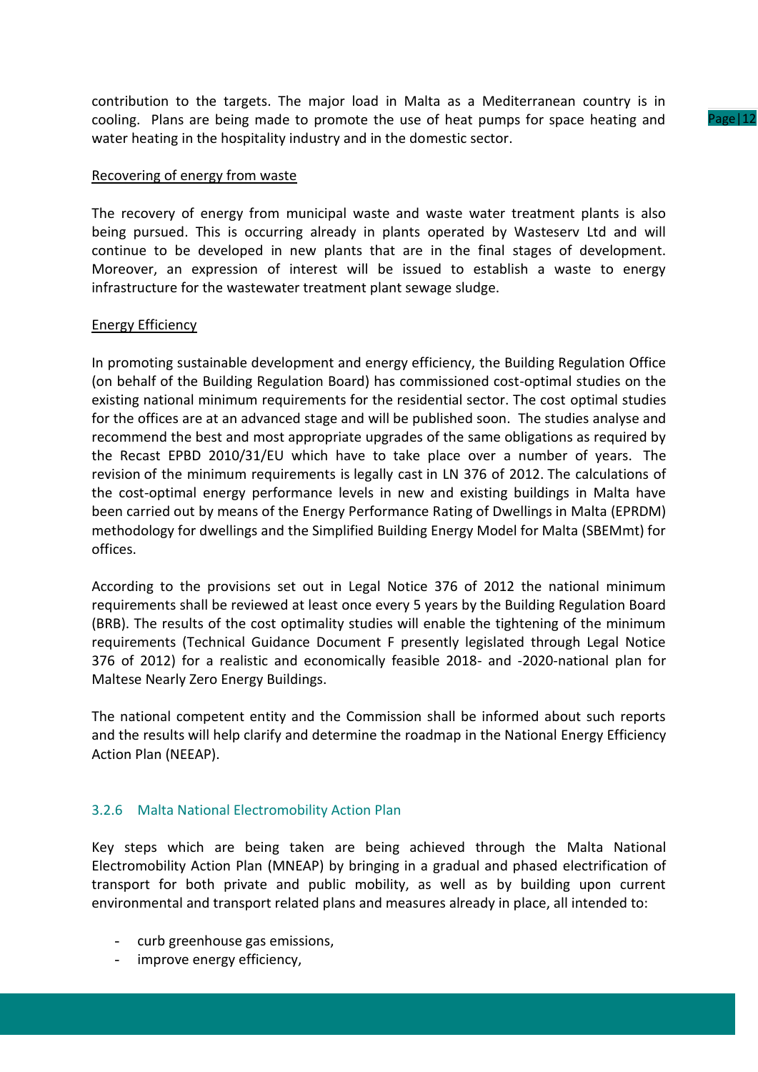contribution to the targets. The major load in Malta as a Mediterranean country is in cooling. Plans are being made to promote the use of heat pumps for space heating and water heating in the hospitality industry and in the domestic sector.

Recovering of energy from waste

The recovery of energy from municipal waste and waste water treatment plants is also being pursued. This is occurring already in plants operated by Wasteserv Ltd and will continue to be developed in new plants that are in the final stages of development. Moreover, an expression of interest will be issued to establish a waste to energy infrastructure for the wastewater treatment plant sewage sludge.

Energy Efficiency

In promoting sustainable development and energy efficiency, the Building Regulation Office (on behalf of the Building Regulation Board) has commissioned cost-optimal studies on the existing national minimum requirements for the residential sector. The cost optimal studies for the offices are at an advanced stage and will be published soon. The studies analyse and recommend the best and most appropriate upgrades of the same obligations as required by the Recast EPBD 2010/31/EU which have to take place over a number of years. The revision of the minimum requirements is legally cast in LN 376 of 2012. The calculations of the cost-optimal energy performance levels in new and existing buildings in Malta have been carried out by means of the Energy Performance Rating of Dwellings in Malta (EPRDM) methodology for dwellings and the Simplified Building Energy Model for Malta (SBEMmt) for offices.

According to the provisions set out in Legal Notice 376 of 2012 the national minimum requirements shall be reviewed at least once every 5 years by the Building Regulation Board (BRB). The results of the cost optimality studies will enable the tightening of the minimum requirements (Technical Guidance Document F presently legislated through Legal Notice 376 of 2012) for a realistic and economically feasible 2018- and -2020-national plan for Maltese Nearly Zero Energy Buildings.

The national competent entity and the Commission shall be informed about such reports and the results will help clarify and determine the roadmap in the National Energy Efficiency Action Plan (NEEAP).

### 3.2.6 Malta National Electromobility Action Plan

Key steps which are being taken are being achieved through the Malta National Electromobility Action Plan (MNEAP) by bringing in a gradual and phased electrification of transport for both private and public mobility, as well as by building upon current environmental and transport related plans and measures already in place, all intended to:

- curb greenhouse gas emissions,
- improve energy efficiency,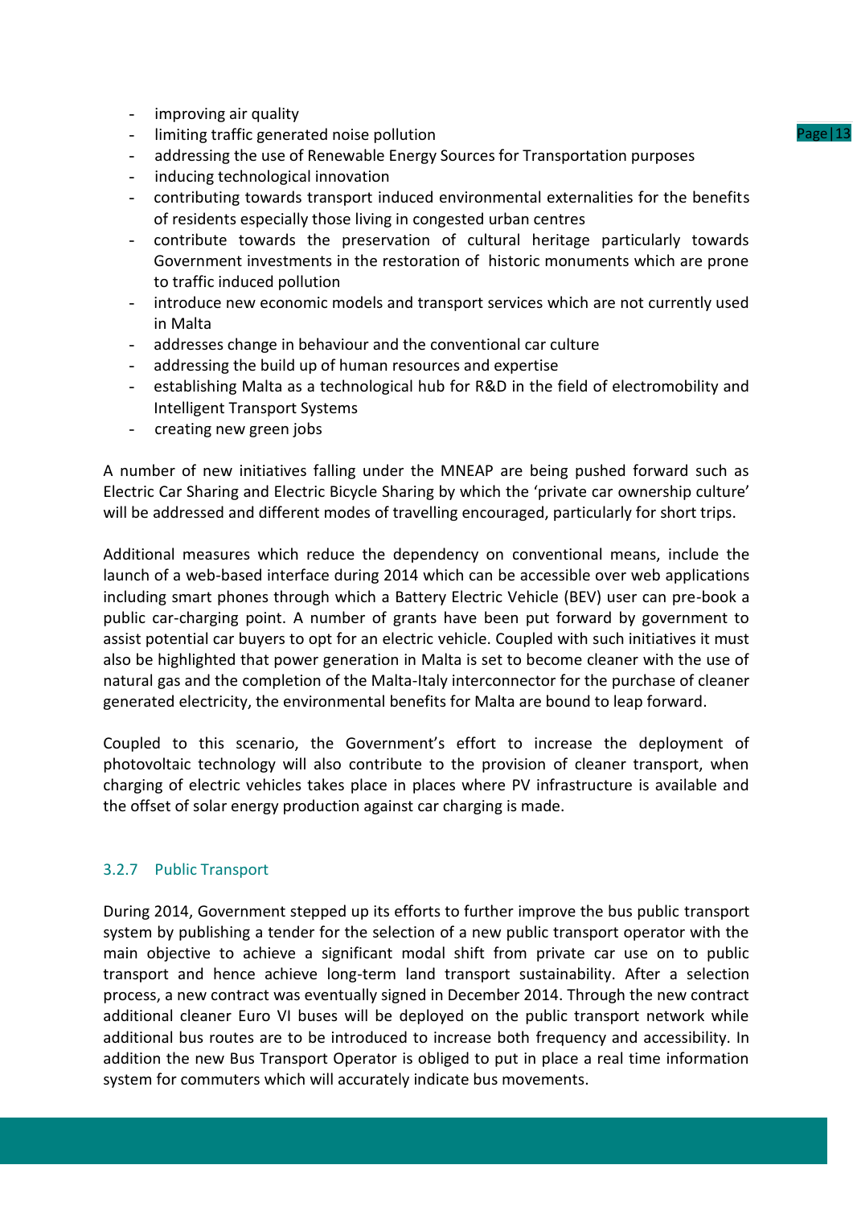- improving air quality
- limiting traffic generated noise pollution
- addressing the use of Renewable Energy Sources for Transportation purposes
- inducing technological innovation
- contributing towards transport induced environmental externalities for the benefits of residents especially those living in congested urban centres
- contribute towards the preservation of cultural heritage particularly towards Government investments in the restoration of historic monuments which are prone to traffic induced pollution
- introduce new economic models and transport services which are not currently used in Malta
- addresses change in behaviour and the conventional car culture
- addressing the build up of human resources and expertise
- establishing Malta as a technological hub for R&D in the field of electromobility and Intelligent Transport Systems
- creating new green jobs

A number of new initiatives falling under the MNEAP are being pushed forward such as Electric Car Sharing and Electric Bicycle Sharing by which the 'private car ownership culture' will be addressed and different modes of travelling encouraged, particularly for short trips.

Additional measures which reduce the dependency on conventional means, include the launch of a web-based interface during 2014 which can be accessible over web applications including smart phones through which a Battery Electric Vehicle (BEV) user can pre-book a public car-charging point. A number of grants have been put forward by government to assist potential car buyers to opt for an electric vehicle. Coupled with such initiatives it must also be highlighted that power generation in Malta is set to become cleaner with the use of natural gas and the completion of the Malta-Italy interconnector for the purchase of cleaner generated electricity, the environmental benefits for Malta are bound to leap forward.

Coupled to this scenario, the Government's effort to increase the deployment of photovoltaic technology will also contribute to the provision of cleaner transport, when charging of electric vehicles takes place in places where PV infrastructure is available and the offset of solar energy production against car charging is made.

### 3.2.7 Public Transport

During 2014, Government stepped up its efforts to further improve the bus public transport system by publishing a tender for the selection of a new public transport operator with the main objective to achieve a significant modal shift from private car use on to public transport and hence achieve long-term land transport sustainability. After a selection process, a new contract was eventually signed in December 2014. Through the new contract additional cleaner Euro VI buses will be deployed on the public transport network while additional bus routes are to be introduced to increase both frequency and accessibility. In addition the new Bus Transport Operator is obliged to put in place a real time information system for commuters which will accurately indicate bus movements.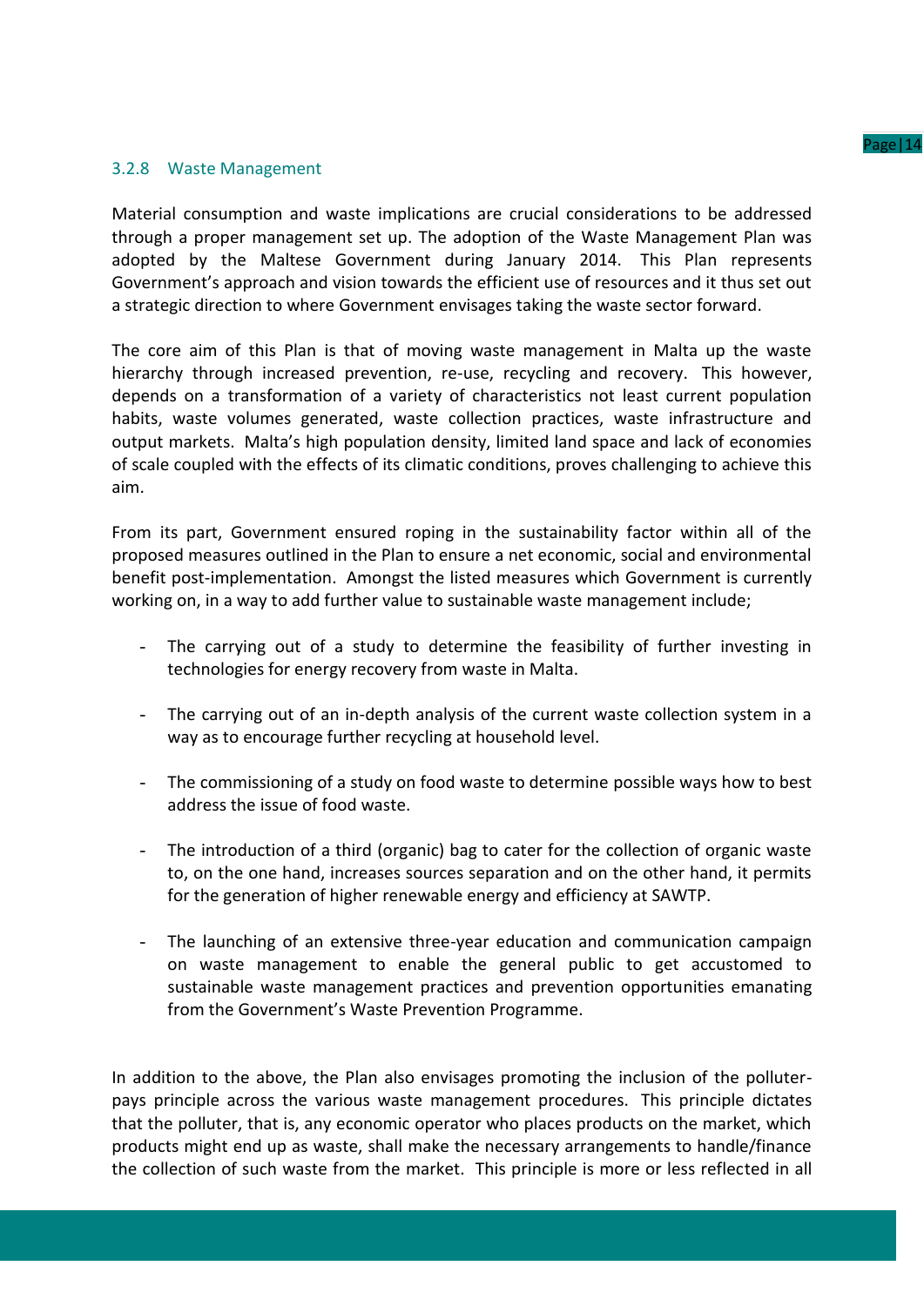### 3.2.8 Waste Management

Material consumption and waste implications are crucial considerations to be addressed through a proper management set up. The adoption of the Waste Management Plan was adopted by the Maltese Government during January 2014. This Plan represents Government's approach and vision towards the efficient use of resources and it thus set out a strategic direction to where Government envisages taking the waste sector forward.

The core aim of this Plan is that of moving waste management in Malta up the waste hierarchy through increased prevention, re-use, recycling and recovery. This however, depends on a transformation of a variety of characteristics not least current population habits, waste volumes generated, waste collection practices, waste infrastructure and output markets. Malta's high population density, limited land space and lack of economies of scale coupled with the effects of its climatic conditions, proves challenging to achieve this aim.

From its part, Government ensured roping in the sustainability factor within all of the proposed measures outlined in the Plan to ensure a net economic, social and environmental benefit post-implementation. Amongst the listed measures which Government is currently working on, in a way to add further value to sustainable waste management include;

- The carrying out of a study to determine the feasibility of further investing in technologies for energy recovery from waste in Malta.
- The carrying out of an in-depth analysis of the current waste collection system in a way as to encourage further recycling at household level.
- The commissioning of a study on food waste to determine possible ways how to best address the issue of food waste.
- The introduction of a third (organic) bag to cater for the collection of organic waste to, on the one hand, increases sources separation and on the other hand, it permits for the generation of higher renewable energy and efficiency at SAWTP.
- The launching of an extensive three-year education and communication campaign on waste management to enable the general public to get accustomed to sustainable waste management practices and prevention opportunities emanating from the Government's Waste Prevention Programme.

In addition to the above, the Plan also envisages promoting the inclusion of the polluter-pays principle across the various waste management procedures. This principle dictates that the polluter, that is, any economic operator who places products on the market, which products might end up as waste, shall make the necessary arrangements to handle/finance the collection of such waste from the market. This principle is more or less reflected in all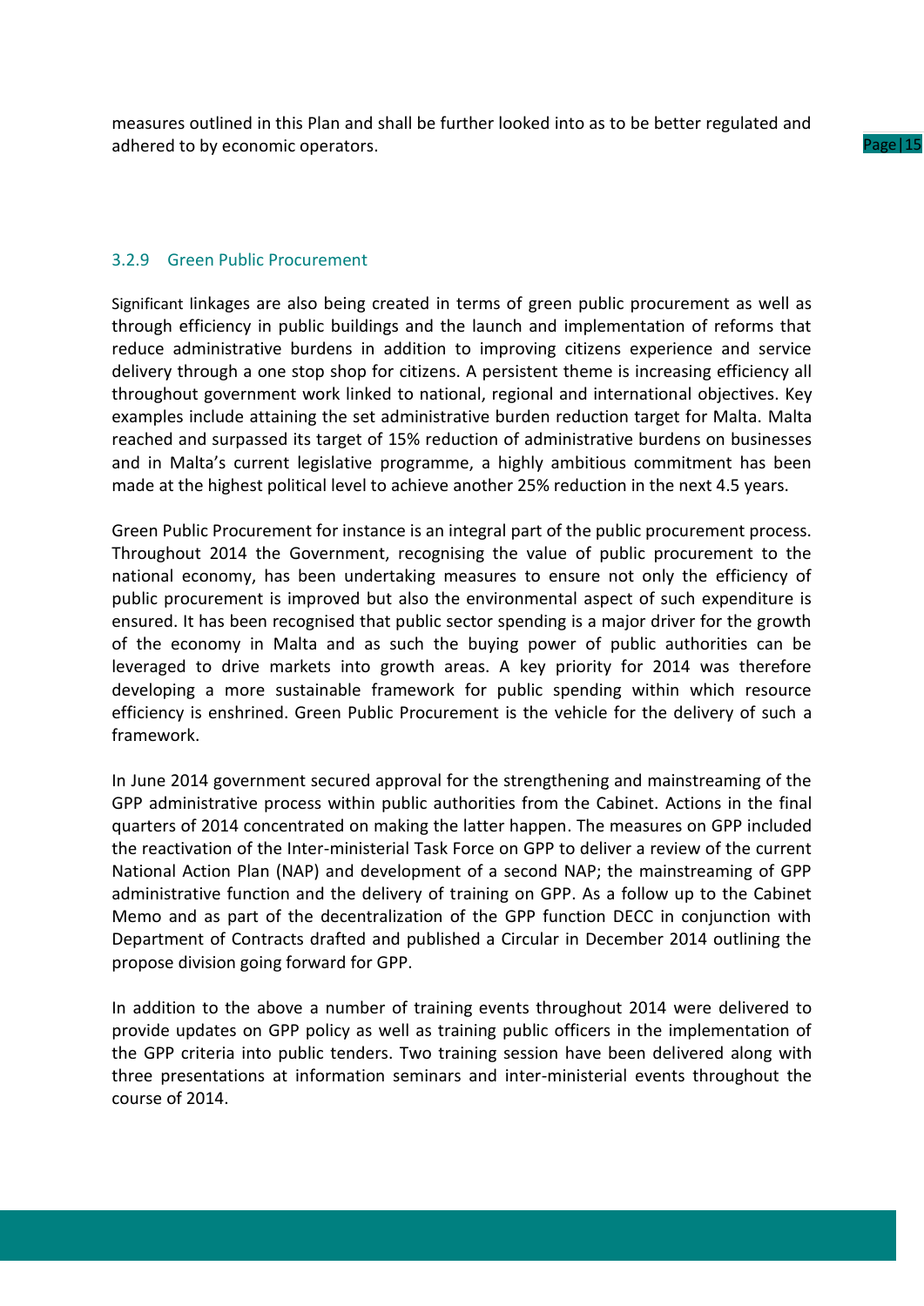measures outlined in this Plan and shall be further looked into as to be better regulated and adhered to by economic operators.

### 3.2.9 Green Public Procurement

Significant linkages are also being created in terms of green public procurement as well as through efficiency in public buildings and the launch and implementation of reforms that reduce administrative burdens in addition to improving citizens experience and service delivery through a one stop shop for citizens. A persistent theme is increasing efficiency all throughout government work linked to national, regional and international objectives. Key examples include attaining the set administrative burden reduction target for Malta. Malta reached and surpassed its target of 15% reduction of administrative burdens on businesses and in Malta's current legislative programme, a highly ambitious commitment has been made at the highest political level to achieve another 25% reduction in the next 4.5 years.

Green Public Procurement for instance is an integral part of the public procurement process. Throughout 2014 the Government, recognising the value of public procurement to the national economy, has been undertaking measures to ensure not only the efficiency of public procurement is improved but also the environmental aspect of such expenditure is ensured. It has been recognised that public sector spending is a major driver for the growth of the economy in Malta and as such the buying power of public authorities can be leveraged to drive markets into growth areas. A key priority for 2014 was therefore developing a more sustainable framework for public spending within which resource efficiency is enshrined. Green Public Procurement is the vehicle for the delivery of such a framework.

In June 2014 government secured approval for the strengthening and mainstreaming of the GPP administrative process within public authorities from the Cabinet. Actions in the final quarters of 2014 concentrated on making the latter happen. The measures on GPP included the reactivation of the Inter-ministerial Task Force on GPP to deliver a review of the current National Action Plan (NAP) and development of a second NAP; the mainstreaming of GPP administrative function and the delivery of training on GPP. As a follow up to the Cabinet Memo and as part of the decentralization of the GPP function DECC in conjunction with Department of Contracts drafted and published a Circular in December 2014 outlining the propose division going forward for GPP.

In addition to the above a number of training events throughout 2014 were delivered to provide updates on GPP policy as well as training public officers in the implementation of the GPP criteria into public tenders. Two training session have been delivered along with three presentations at information seminars and inter-ministerial events throughout the course of 2014.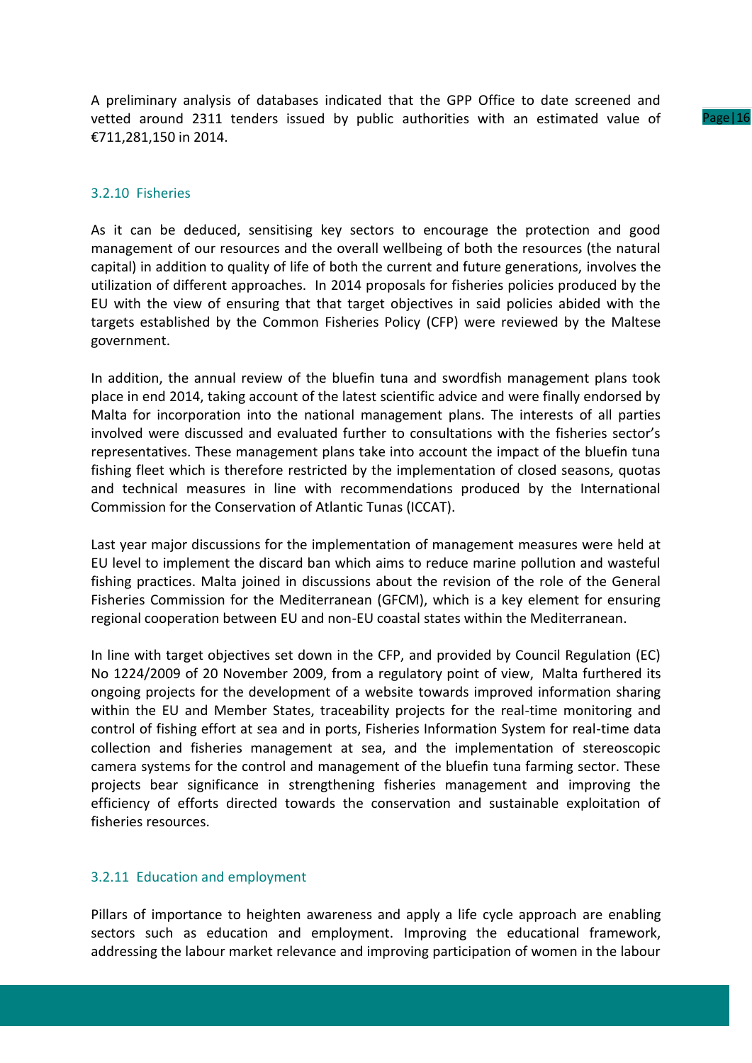A preliminary analysis of databases indicated that the GPP Office to date screened and vetted around 2311 tenders issued by public authorities with an estimated value of €711,281,150 in 2014.

### 3.2.10 Fisheries

As it can be deduced, sensitising key sectors to encourage the protection and good management of our resources and the overall wellbeing of both the resources (the natural capital) in addition to quality of life of both the current and future generations, involves the utilization of different approaches. In 2014 proposals for fisheries policies produced by the EU with the view of ensuring that that target objectives in said policies abided with the targets established by the Common Fisheries Policy (CFP) were reviewed by the Maltese government.

In addition, the annual review of the bluefin tuna and swordfish management plans took place in end 2014, taking account of the latest scientific advice and were finally endorsed by Malta for incorporation into the national management plans. The interests of all parties involved were discussed and evaluated further to consultations with the fisheries sector's representatives. These management plans take into account the impact of the bluefin tuna fishing fleet which is therefore restricted by the implementation of closed seasons, quotas and technical measures in line with recommendations produced by the International Commission for the Conservation of Atlantic Tunas (ICCAT).

Last year major discussions for the implementation of management measures were held at EU level to implement the discard ban which aims to reduce marine pollution and wasteful fishing practices. Malta joined in discussions about the revision of the role of the General Fisheries Commission for the Mediterranean (GFCM), which is a key element for ensuring regional cooperation between EU and non-EU coastal states within the Mediterranean.

In line with target objectives set down in the CFP, and provided by Council Regulation (EC) No 1224/2009 of 20 November 2009, from a regulatory point of view, Malta furthered its ongoing projects for the development of a website towards improved information sharing within the EU and Member States, traceability projects for the real-time monitoring and control of fishing effort at sea and in ports, Fisheries Information System for real-time data collection and fisheries management at sea, and the implementation of stereoscopic camera systems for the control and management of the bluefin tuna farming sector. These projects bear significance in strengthening fisheries management and improving the efficiency of efforts directed towards the conservation and sustainable exploitation of fisheries resources.

### 3.2.11 Education and employment

Pillars of importance to heighten awareness and apply a life cycle approach are enabling sectors such as education and employment. Improving the educational framework, addressing the labour market relevance and improving participation of women in the labour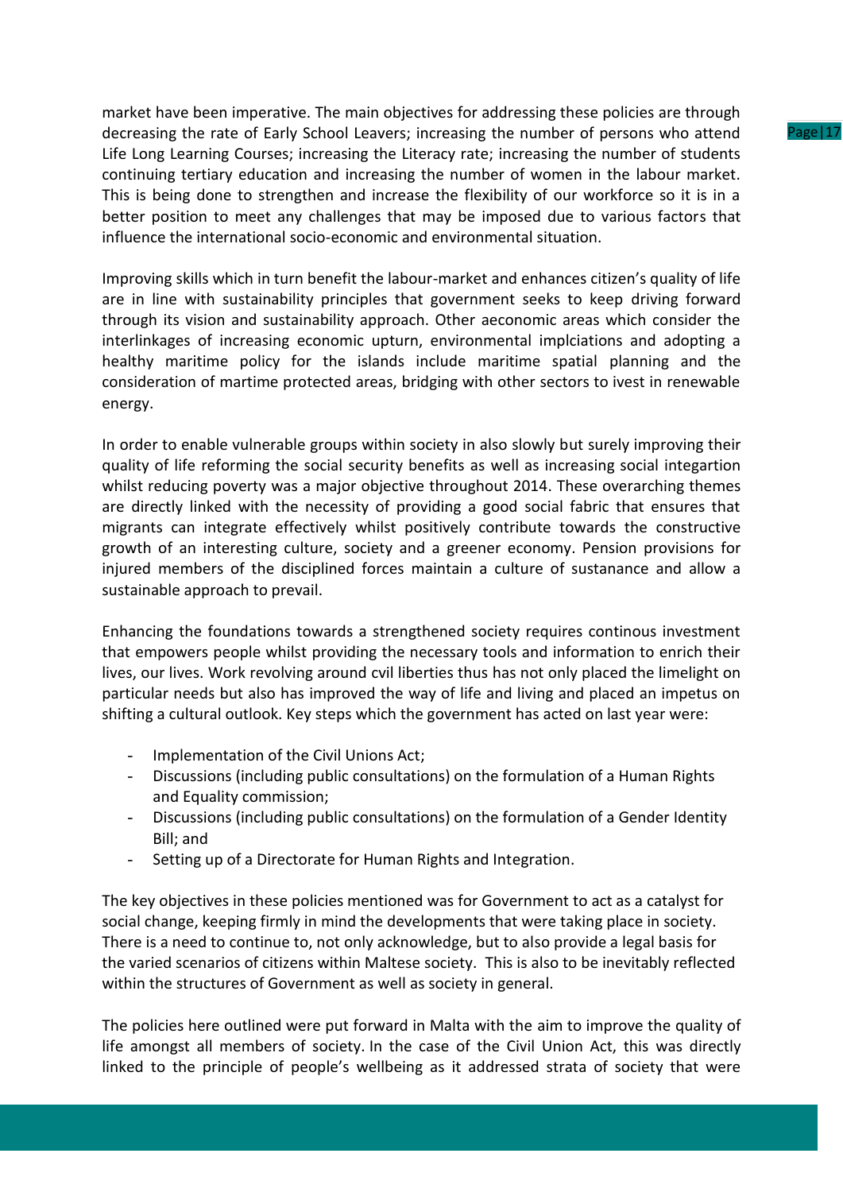market have been imperative. The main objectives for addressing these policies are through decreasing the rate of Early School Leavers; increasing the number of persons who attend Life Long Learning Courses; increasing the Literacy rate; increasing the number of students continuing tertiary education and increasing the number of women in the labour market. This is being done to strengthen and increase the flexibility of our workforce so it is in a better position to meet any challenges that may be imposed due to various factors that influence the international socio-economic and environmental situation.

Improving skills which in turn benefit the labour-market and enhances citizen's quality of life are in line with sustainability principles that government seeks to keep driving forward through its vision and sustainability approach. Other aeconomic areas which consider the interlinkages of increasing economic upturn, environmental implciations and adopting a healthy maritime policy for the islands include maritime spatial planning and the consideration of martime protected areas, bridging with other sectors to ivest in renewable energy.

In order to enable vulnerable groups within society in also slowly but surely improving their quality of life reforming the social security benefits as well as increasing social integartion whilst reducing poverty was a major objective throughout 2014. These overarching themes are directly linked with the necessity of providing a good social fabric that ensures that migrants can integrate effectively whilst positively contribute towards the constructive growth of an interesting culture, society and a greener economy. Pension provisions for injured members of the disciplined forces maintain a culture of sustanance and allow a sustainable approach to prevail.

Enhancing the foundations towards a strengthened society requires continous investment that empowers people whilst providing the necessary tools and information to enrich their lives, our lives. Work revolving around cvil liberties thus has not only placed the limelight on particular needs but also has improved the way of life and living and placed an impetus on shifting a cultural outlook. Key steps which the government has acted on last year were:

- Implementation of the Civil Unions Act;
- Discussions (including public consultations) on the formulation of a Human Rights and Equality commission;
- Discussions (including public consultations) on the formulation of a Gender Identity Bill; and
- Setting up of a Directorate for Human Rights and Integration.

The key objectives in these policies mentioned was for Government to act as a catalyst for social change, keeping firmly in mind the developments that were taking place in society. There is a need to continue to, not only acknowledge, but to also provide a legal basis for the varied scenarios of citizens within Maltese society. This is also to be inevitably reflected within the structures of Government as well as society in general.

The policies here outlined were put forward in Malta with the aim to improve the quality of life amongst all members of society. In the case of the Civil Union Act, this was directly linked to the principle of people's wellbeing as it addressed strata of society that were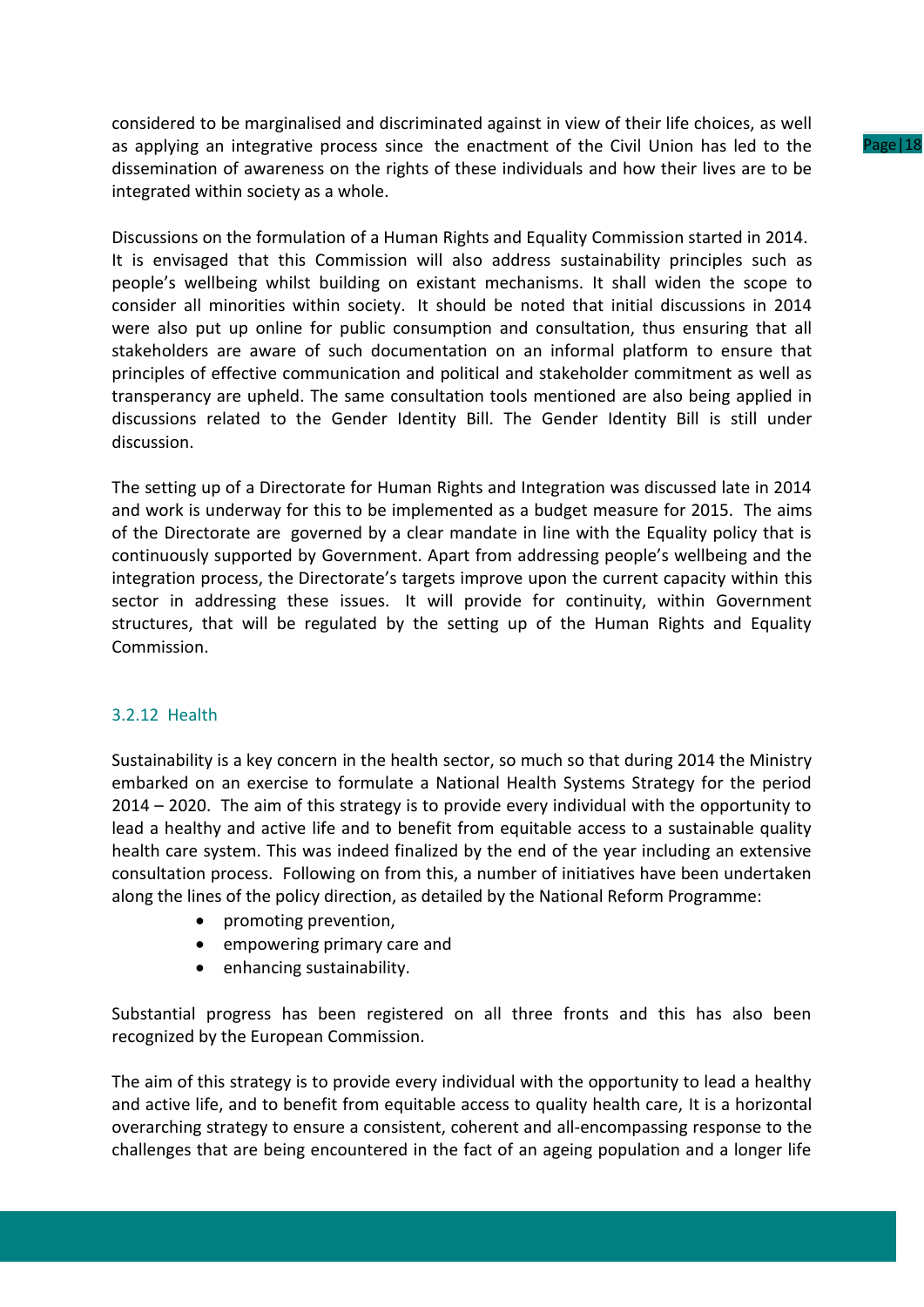considered to be marginalised and discriminated against in view of their life choices, as well as applying an integrative process since the enactment of the Civil Union has led to the dissemination of awareness on the rights of these individuals and how their lives are to be integrated within society as a whole.

Discussions on the formulation of a Human Rights and Equality Commission started in 2014. It is envisaged that this Commission will also address sustainability principles such as people's wellbeing whilst building on existant mechanisms. It shall widen the scope to consider all minorities within society. It should be noted that initial discussions in 2014 were also put up online for public consumption and consultation, thus ensuring that all stakeholders are aware of such documentation on an informal platform to ensure that principles of effective communication and political and stakeholder commitment as well as transperancy are upheld. The same consultation tools mentioned are also being applied in discussions related to the Gender Identity Bill. The Gender Identity Bill is still under discussion.

The setting up of a Directorate for Human Rights and Integration was discussed late in 2014 and work is underway for this to be implemented as a budget measure for 2015. The aims of the Directorate are governed by a clear mandate in line with the Equality policy that is continuously supported by Government. Apart from addressing people's wellbeing and the integration process, the Directorate's targets improve upon the current capacity within this sector in addressing these issues. It will provide for continuity, within Government structures, that will be regulated by the setting up of the Human Rights and Equality Commission.

### 3.2.12 Health

Sustainability is a key concern in the health sector, so much so that during 2014 the Ministry embarked on an exercise to formulate a National Health Systems Strategy for the period 2014 – 2020. The aim of this strategy is to provide every individual with the opportunity to lead a healthy and active life and to benefit from equitable access to a sustainable quality health care system. This was indeed finalized by the end of the year including an extensive consultation process. Following on from this, a number of initiatives have been undertaken along the lines of the policy direction, as detailed by the National Reform Programme:

- promoting prevention,
- empowering primary care and
- enhancing sustainability.

Substantial progress has been registered on all three fronts and this has also been recognized by the European Commission.

The aim of this strategy is to provide every individual with the opportunity to lead a healthy and active life, and to benefit from equitable access to quality health care, It is a horizontal overarching strategy to ensure a consistent, coherent and all-encompassing response to the challenges that are being encountered in the fact of an ageing population and a longer life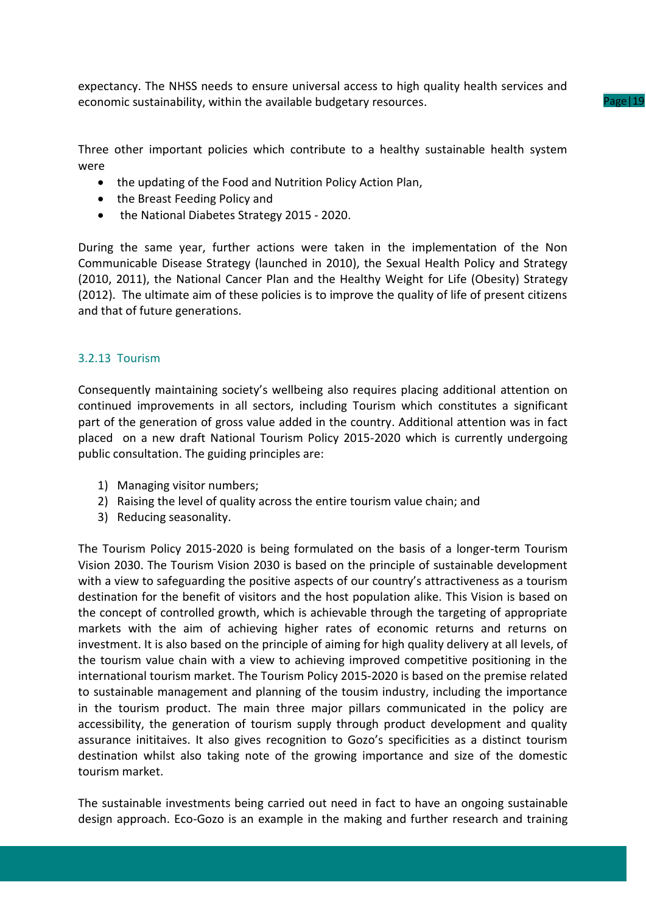expectancy. The NHSS needs to ensure universal access to high quality health services and economic sustainability, within the available budgetary resources.

Three other important policies which contribute to a healthy sustainable health system were

- the updating of the Food and Nutrition Policy Action Plan,
- the Breast Feeding Policy and
- the National Diabetes Strategy 2015 - 2020.

During the same year, further actions were taken in the implementation of the Non Communicable Disease Strategy (launched in 2010), the Sexual Health Policy and Strategy (2010, 2011), the National Cancer Plan and the Healthy Weight for Life (Obesity) Strategy (2012). The ultimate aim of these policies is to improve the quality of life of present citizens and that of future generations.

### 3.2.13 Tourism

Consequently maintaining society's wellbeing also requires placing additional attention on continued improvements in all sectors, including Tourism which constitutes a significant part of the generation of gross value added in the country. Additional attention was in fact placed on a new draft National Tourism Policy 2015-2020 which is currently undergoing public consultation. The guiding principles are:

1) Managing visitor numbers;
2) Raising the level of quality across the entire tourism value chain; and
3) Reducing seasonality.

The Tourism Policy 2015-2020 is being formulated on the basis of a longer-term Tourism Vision 2030. The Tourism Vision 2030 is based on the principle of sustainable development with a view to safeguarding the positive aspects of our country's attractiveness as a tourism destination for the benefit of visitors and the host population alike. This Vision is based on the concept of controlled growth, which is achievable through the targeting of appropriate markets with the aim of achieving higher rates of economic returns and returns on investment. It is also based on the principle of aiming for high quality delivery at all levels, of the tourism value chain with a view to achieving improved competitive positioning in the international tourism market. The Tourism Policy 2015-2020 is based on the premise related to sustainable management and planning of the tousim industry, including the importance in the tourism product. The main three major pillars communicated in the policy are accessibility, the generation of tourism supply through product development and quality assurance inititaives. It also gives recognition to Gozo's specificities as a distinct tourism destination whilst also taking note of the growing importance and size of the domestic tourism market.

The sustainable investments being carried out need in fact to have an ongoing sustainable design approach. Eco-Gozo is an example in the making and further research and training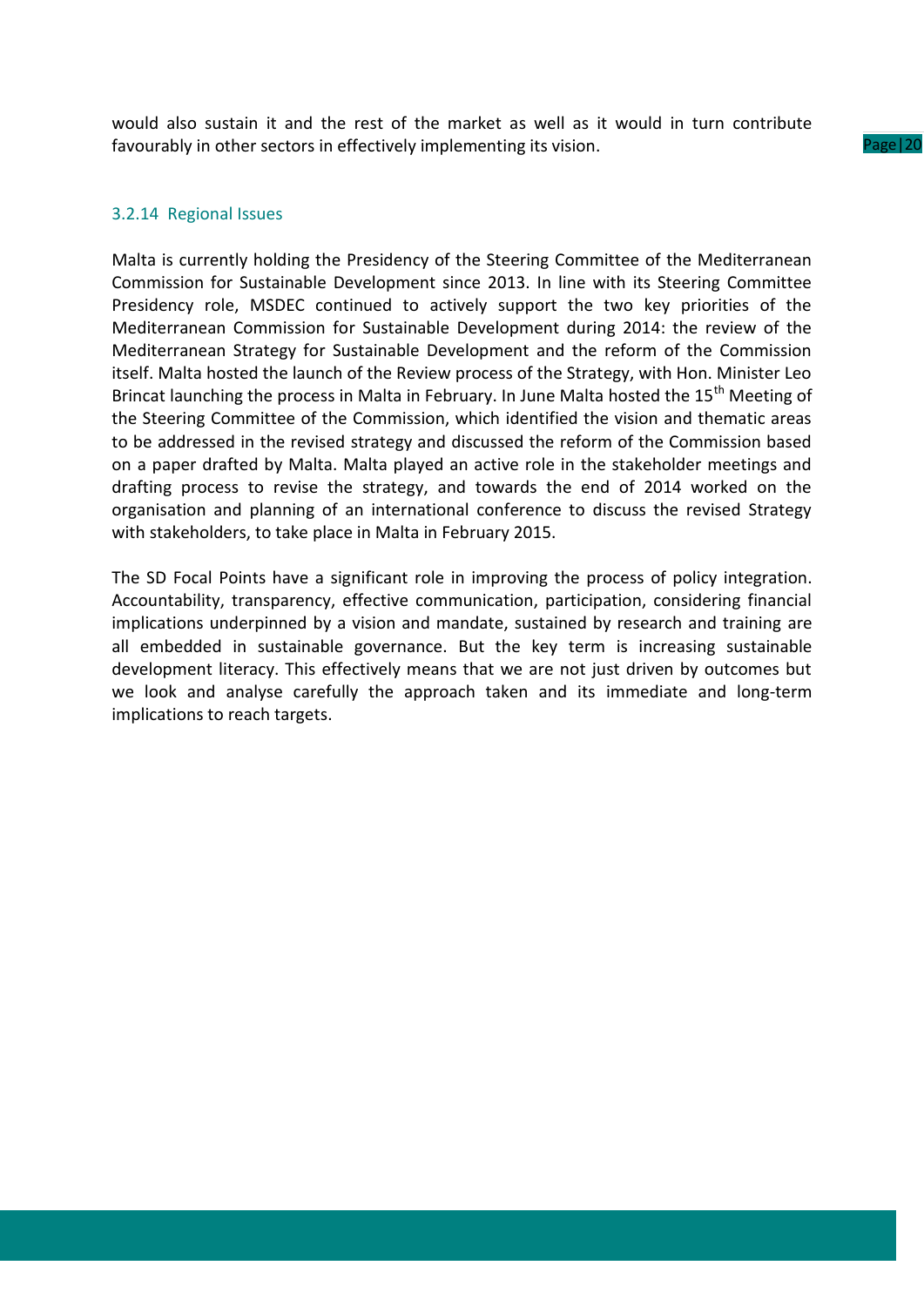would also sustain it and the rest of the market as well as it would in turn contribute favourably in other sectors in effectively implementing its vision.

### 3.2.14 Regional Issues

Malta is currently holding the Presidency of the Steering Committee of the Mediterranean Commission for Sustainable Development since 2013. In line with its Steering Committee Presidency role, MSDEC continued to actively support the two key priorities of the Mediterranean Commission for Sustainable Development during 2014: the review of the Mediterranean Strategy for Sustainable Development and the reform of the Commission itself. Malta hosted the launch of the Review process of the Strategy, with Hon. Minister Leo Brincat launching the process in Malta in February. In June Malta hosted the 15th Meeting of the Steering Committee of the Commission, which identified the vision and thematic areas to be addressed in the revised strategy and discussed the reform of the Commission based on a paper drafted by Malta. Malta played an active role in the stakeholder meetings and drafting process to revise the strategy, and towards the end of 2014 worked on the organisation and planning of an international conference to discuss the revised Strategy with stakeholders, to take place in Malta in February 2015.

The SD Focal Points have a significant role in improving the process of policy integration. Accountability, transparency, effective communication, participation, considering financial implications underpinned by a vision and mandate, sustained by research and training are all embedded in sustainable governance. But the key term is increasing sustainable development literacy. This effectively means that we are not just driven by outcomes but we look and analyse carefully the approach taken and its immediate and long-term implications to reach targets.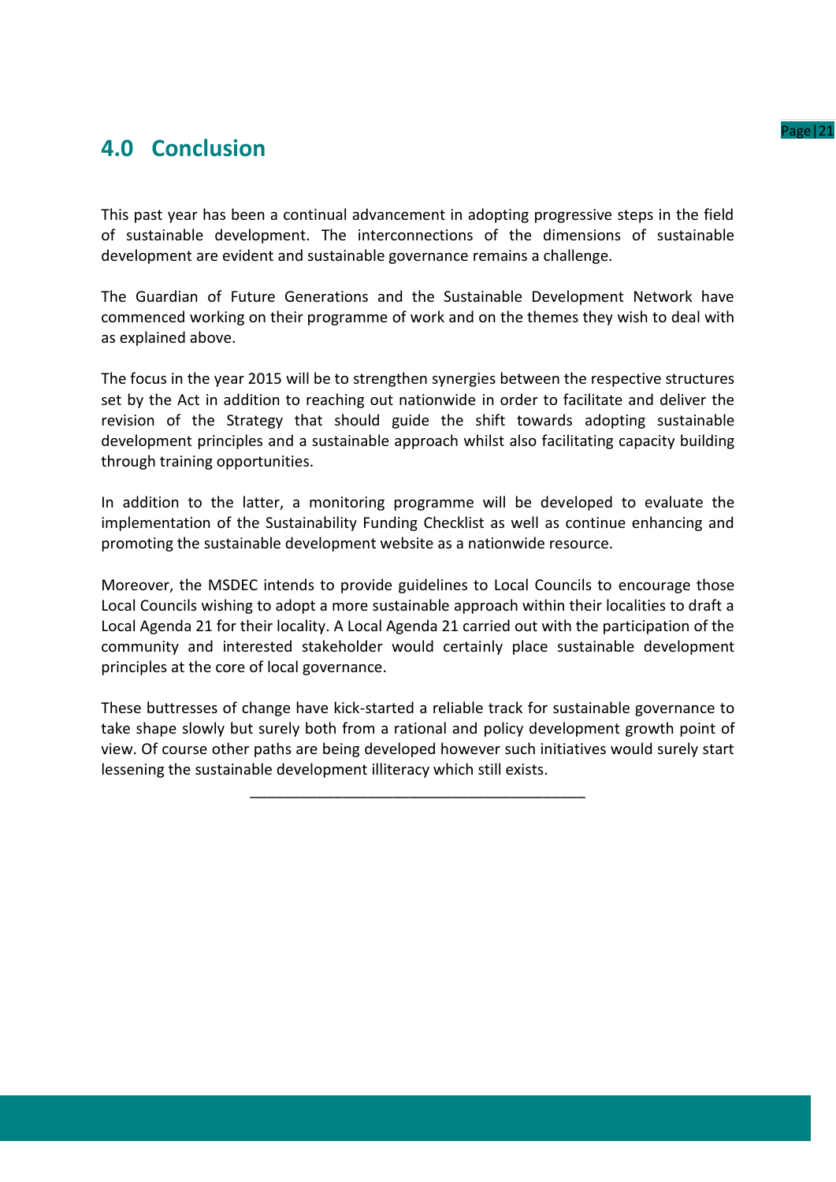## 4.0 Conclusion

This past year has been a continual advancement in adopting progressive steps in the field of sustainable development. The interconnections of the dimensions of sustainable development are evident and sustainable governance remains a challenge.

The Guardian of Future Generations and the Sustainable Development Network have commenced working on their programme of work and on the themes they wish to deal with as explained above.

The focus in the year 2015 will be to strengthen synergies between the respective structures set by the Act in addition to reaching out nationwide in order to facilitate and deliver the revision of the Strategy that should guide the shift towards adopting sustainable development principles and a sustainable approach whilst also facilitating capacity building through training opportunities.

In addition to the latter, a monitoring programme will be developed to evaluate the implementation of the Sustainability Funding Checklist as well as continue enhancing and promoting the sustainable development website as a nationwide resource.

Moreover, the MSDEC intends to provide guidelines to Local Councils to encourage those Local Councils wishing to adopt a more sustainable approach within their localities to draft a Local Agenda 21 for their locality. A Local Agenda 21 carried out with the participation of the community and interested stakeholder would certainly place sustainable development principles at the core of local governance.

These buttresses of change have kick-started a reliable track for sustainable governance to take shape slowly but surely both from a rational and policy development growth point of view. Of course other paths are being developed however such initiatives would surely start lessening the sustainable development illiteracy which still exists.

---